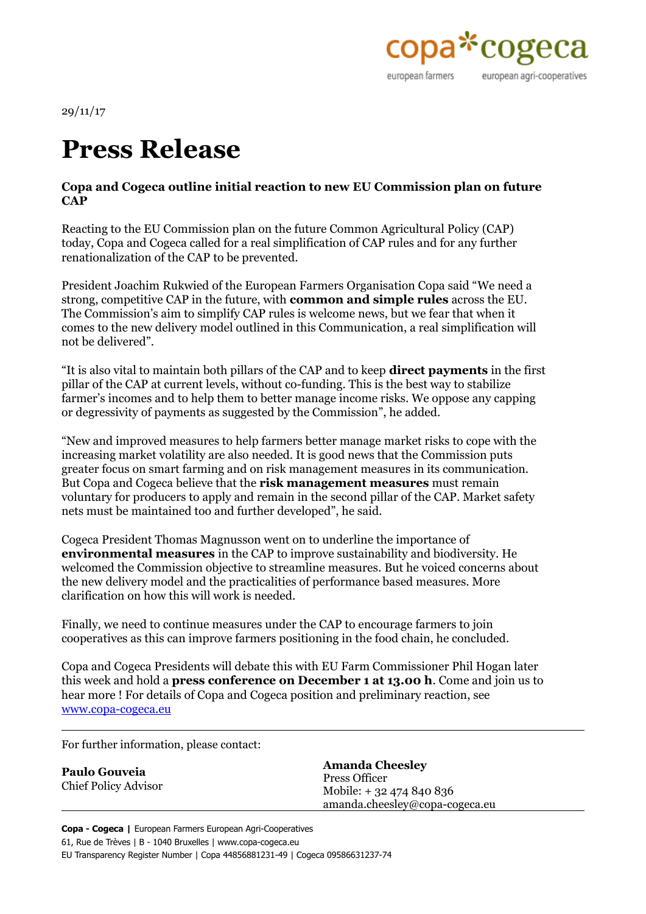copa cogeca
european farmers european agri-cooperatives

29/11/17

# Press Release

**Copa and Cogeca outline initial reaction to new EU Commission plan on future CAP**

Reacting to the EU Commission plan on the future Common Agricultural Policy (CAP) today, Copa and Cogeca called for a real simplification of CAP rules and for any further renationalization of the CAP to be prevented.

President Joachim Rukwied of the European Farmers Organisation Copa said "We need a strong, competitive CAP in the future, with **common and simple rules** across the EU. The Commission's aim to simplify CAP rules is welcome news, but we fear that when it comes to the new delivery model outlined in this Communication, a real simplification will not be delivered".

"It is also vital to maintain both pillars of the CAP and to keep **direct payments** in the first pillar of the CAP at current levels, without co-funding. This is the best way to stabilize farmer's incomes and to help them to better manage income risks. We oppose any capping or degressivity of payments as suggested by the Commission", he added.

"New and improved measures to help farmers better manage market risks to cope with the increasing market volatility are also needed. It is good news that the Commission puts greater focus on smart farming and on risk management measures in its communication. But Copa and Cogeca believe that the **risk management measures** must remain voluntary for producers to apply and remain in the second pillar of the CAP. Market safety nets must be maintained too and further developed", he said.

Cogeca President Thomas Magnusson went on to underline the importance of **environmental measures** in the CAP to improve sustainability and biodiversity. He welcomed the Commission objective to streamline measures. But he voiced concerns about the new delivery model and the practicalities of performance based measures. More clarification on how this will work is needed.

Finally, we need to continue measures under the CAP to encourage farmers to join cooperatives as this can improve farmers positioning in the food chain, he concluded.

Copa and Cogeca Presidents will debate this with EU Farm Commissioner Phil Hogan later this week and hold a **press conference on December 1 at 13.00 h**. Come and join us to hear more ! For details of Copa and Cogeca position and preliminary reaction, see www.copa-cogeca.eu

---

For further information, please contact:

**Paulo Gouveia**
Chief Policy Advisor

**Amanda Cheesley**
Press Officer
Mobile: + 32 474 840 836
amanda.cheesley@copa-cogeca.eu

---

**Copa - Cogeca |** European Farmers European Agri-Cooperatives
61, Rue de Trèves | B - 1040 Bruxelles | www.copa-cogeca.eu
EU Transparency Register Number | Copa 44856881231-49 | Cogeca 09586631237-74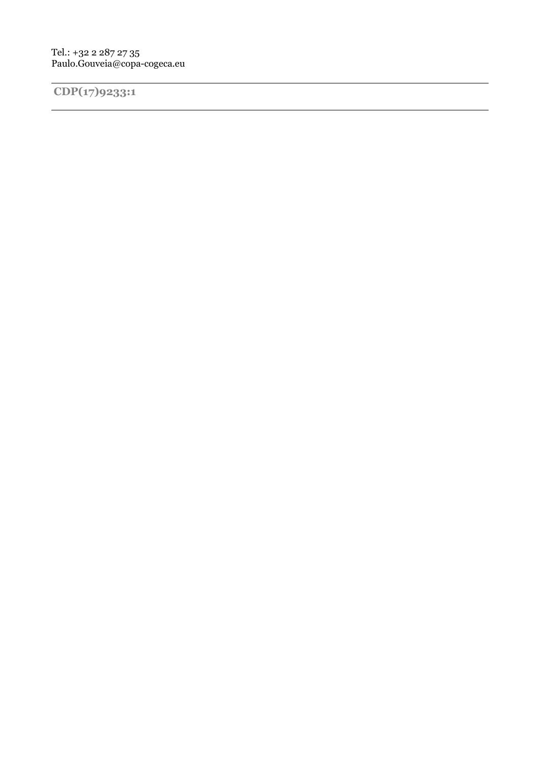Tel.: +32 2 287 27 35
Paulo.Gouveia@copa-cogeca.eu

---

**CDP(17)9233:1**

---